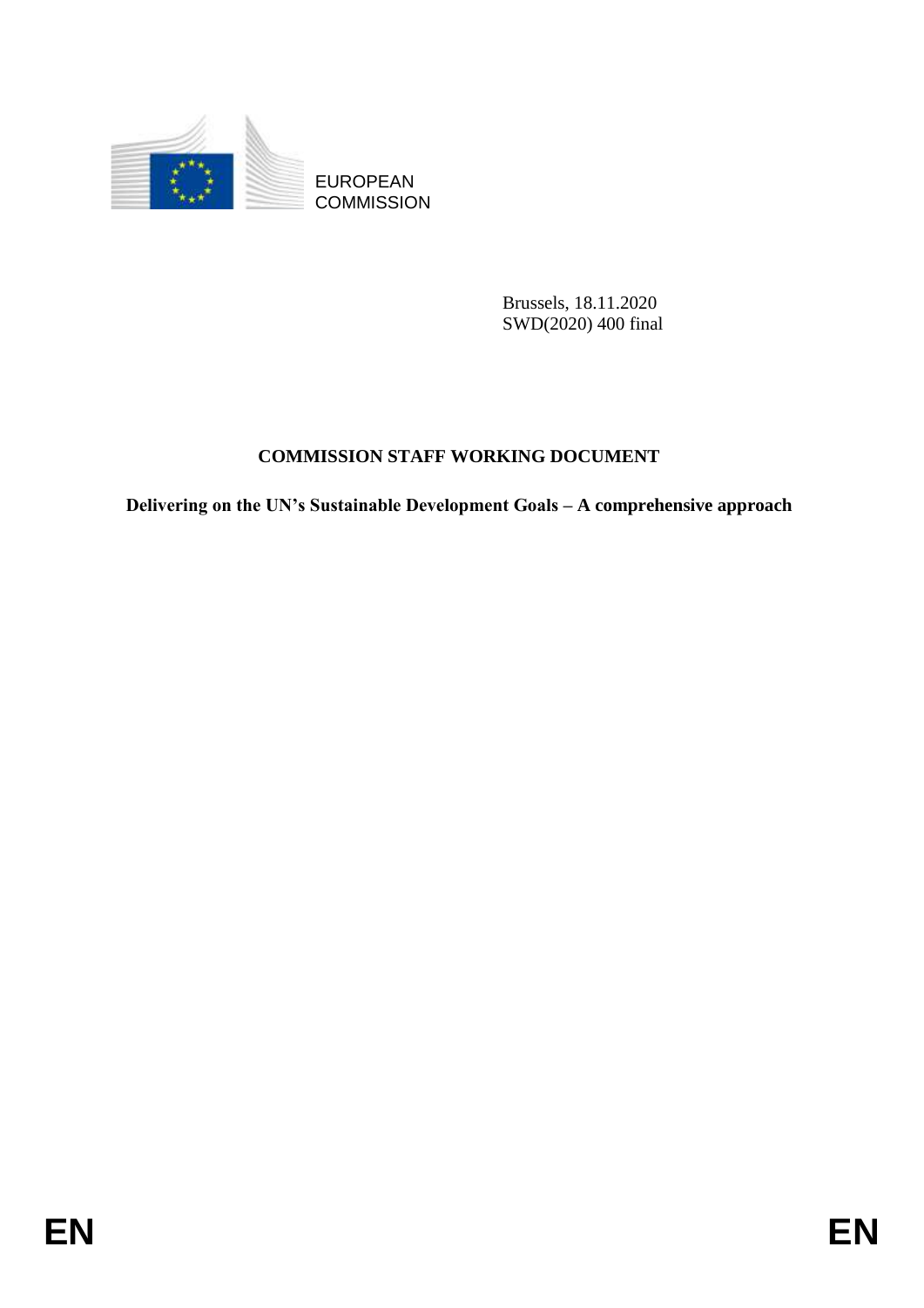EUROPEAN COMMISSION

Brussels, 18.11.2020
SWD(2020) 400 final

**COMMISSION STAFF WORKING DOCUMENT**

**Delivering on the UN's Sustainable Development Goals – A comprehensive approach**

EN EN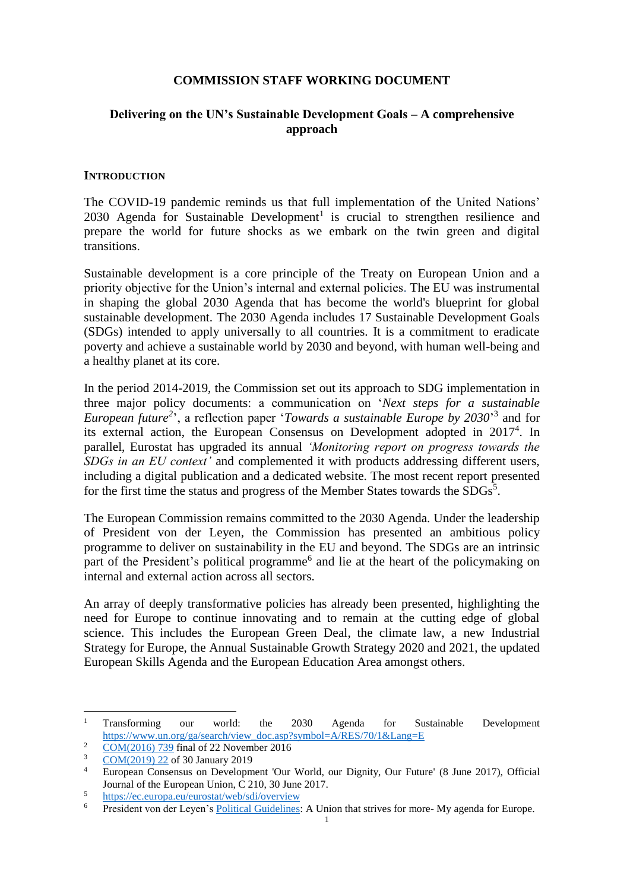# COMMISSION STAFF WORKING DOCUMENT

## Delivering on the UN's Sustainable Development Goals – A comprehensive approach

### INTRODUCTION

The COVID-19 pandemic reminds us that full implementation of the United Nations' 2030 Agenda for Sustainable Development[1] is crucial to strengthen resilience and prepare the world for future shocks as we embark on the twin green and digital transitions.

Sustainable development is a core principle of the Treaty on European Union and a priority objective for the Union's internal and external policies. The EU was instrumental in shaping the global 2030 Agenda that has become the world's blueprint for global sustainable development. The 2030 Agenda includes 17 Sustainable Development Goals (SDGs) intended to apply universally to all countries. It is a commitment to eradicate poverty and achieve a sustainable world by 2030 and beyond, with human well-being and a healthy planet at its core.

In the period 2014-2019, the Commission set out its approach to SDG implementation in three major policy documents: a communication on '*Next steps for a sustainable European future*[2]', a reflection paper '*Towards a sustainable Europe by 2030*'[3] and for its external action, the European Consensus on Development adopted in 2017[4]. In parallel, Eurostat has upgraded its annual *'Monitoring report on progress towards the SDGs in an EU context'* and complemented it with products addressing different users, including a digital publication and a dedicated website. The most recent report presented for the first time the status and progress of the Member States towards the SDGs[5].

The European Commission remains committed to the 2030 Agenda. Under the leadership of President von der Leyen, the Commission has presented an ambitious policy programme to deliver on sustainability in the EU and beyond. The SDGs are an intrinsic part of the President's political programme[6] and lie at the heart of the policymaking on internal and external action across all sectors.

An array of deeply transformative policies has already been presented, highlighting the need for Europe to continue innovating and to remain at the cutting edge of global science. This includes the European Green Deal, the climate law, a new Industrial Strategy for Europe, the Annual Sustainable Growth Strategy 2020 and 2021, the updated European Skills Agenda and the European Education Area amongst others.

---

[1] Transforming our world: the 2030 Agenda for Sustainable Development https://www.un.org/ga/search/view_doc.asp?symbol=A/RES/70/1&Lang=E

[2] COM(2016) 739 final of 22 November 2016

[3] COM(2019) 22 of 30 January 2019

[4] European Consensus on Development 'Our World, our Dignity, Our Future' (8 June 2017), Official Journal of the European Union, C 210, 30 June 2017.

[5] https://ec.europa.eu/eurostat/web/sdi/overview

[6] President von der Leyen's Political Guidelines: A Union that strives for more- My agenda for Europe.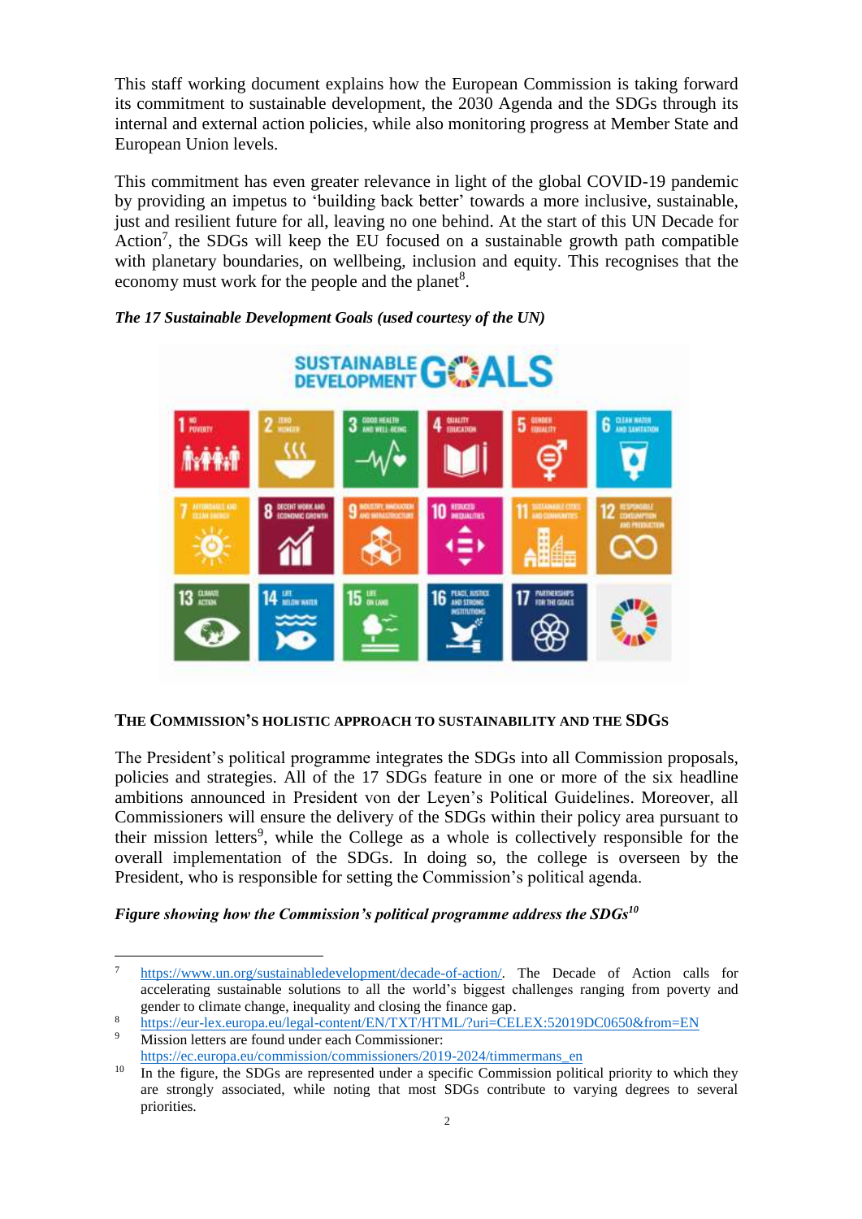This staff working document explains how the European Commission is taking forward its commitment to sustainable development, the 2030 Agenda and the SDGs through its internal and external action policies, while also monitoring progress at Member State and European Union levels.

This commitment has even greater relevance in light of the global COVID-19 pandemic by providing an impetus to 'building back better' towards a more inclusive, sustainable, just and resilient future for all, leaving no one behind. At the start of this UN Decade for Action[7], the SDGs will keep the EU focused on a sustainable growth path compatible with planetary boundaries, on wellbeing, inclusion and equity. This recognises that the economy must work for the people and the planet[8].

***The 17 Sustainable Development Goals (used courtesy of the UN)***

### THE COMMISSION'S HOLISTIC APPROACH TO SUSTAINABILITY AND THE SDGS

The President's political programme integrates the SDGs into all Commission proposals, policies and strategies. All of the 17 SDGs feature in one or more of the six headline ambitions announced in President von der Leyen's Political Guidelines. Moreover, all Commissioners will ensure the delivery of the SDGs within their policy area pursuant to their mission letters[9], while the College as a whole is collectively responsible for the overall implementation of the SDGs. In doing so, the college is overseen by the President, who is responsible for setting the Commission's political agenda.

***Figure showing how the Commission's political programme address the SDGs[10]***

---

[7] https://www.un.org/sustainabledevelopment/decade-of-action/. The Decade of Action calls for accelerating sustainable solutions to all the world's biggest challenges ranging from poverty and gender to climate change, inequality and closing the finance gap.

[8] https://eur-lex.europa.eu/legal-content/EN/TXT/HTML/?uri=CELEX:52019DC0650&from=EN

[9] Mission letters are found under each Commissioner: https://ec.europa.eu/commission/commissioners/2019-2024/timmermans_en

[10] In the figure, the SDGs are represented under a specific Commission political priority to which they are strongly associated, while noting that most SDGs contribute to varying degrees to several priorities.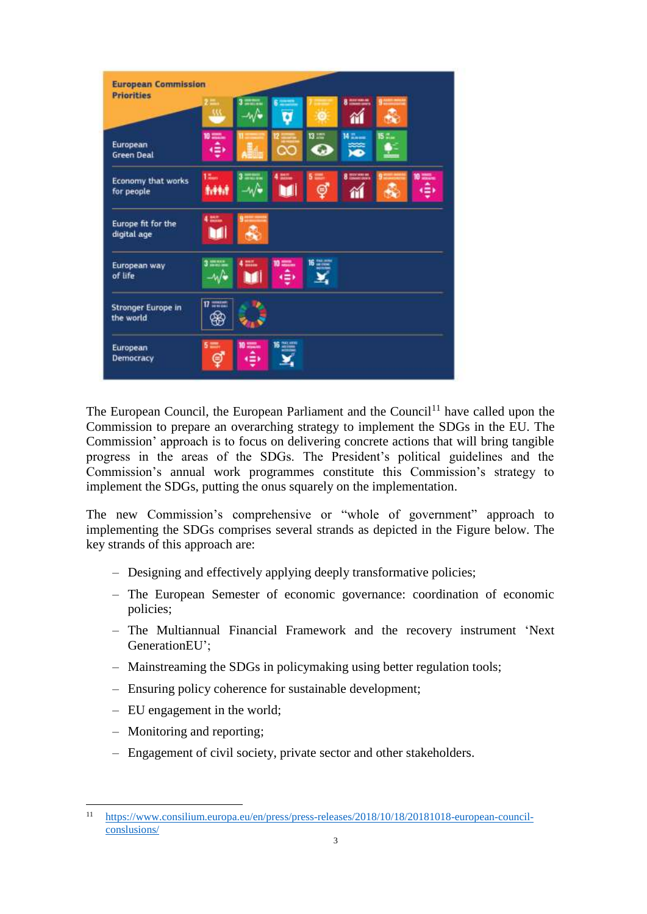| European Commission Priorities | SDGs |
|---|---|
| European Green Deal | 2, 3, 6, 7, 8, 9, 10, 11, 12, 13, 14, 15 |
| Economy that works for people | 1, 3, 4, 5, 8, 9, 10 |
| Europe fit for the digital age | 4, 9 |
| European way of life | 3, 4, 10, 16 |
| Stronger Europe in the world | 17 |
| European Democracy | 5, 10, 16 |

The European Council, the European Parliament and the Council[11] have called upon the Commission to prepare an overarching strategy to implement the SDGs in the EU. The Commission' approach is to focus on delivering concrete actions that will bring tangible progress in the areas of the SDGs. The President's political guidelines and the Commission's annual work programmes constitute this Commission's strategy to implement the SDGs, putting the onus squarely on the implementation.

The new Commission's comprehensive or "whole of government" approach to implementing the SDGs comprises several strands as depicted in the Figure below. The key strands of this approach are:

- Designing and effectively applying deeply transformative policies;
- The European Semester of economic governance: coordination of economic policies;
- The Multiannual Financial Framework and the recovery instrument 'Next GenerationEU';
- Mainstreaming the SDGs in policymaking using better regulation tools;
- Ensuring policy coherence for sustainable development;
- EU engagement in the world;
- Monitoring and reporting;
- Engagement of civil society, private sector and other stakeholders.

[11] https://www.consilium.europa.eu/en/press/press-releases/2018/10/18/20181018-european-council-conslusions/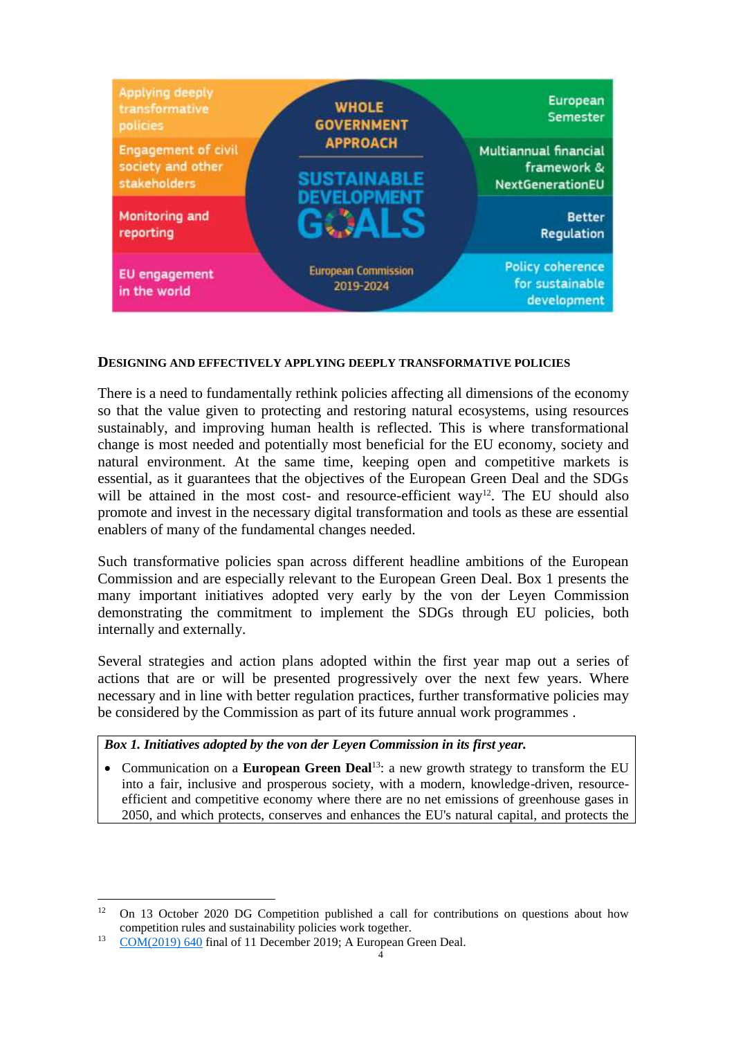Applying deeply transformative policies

Engagement of civil society and other stakeholders

Monitoring and reporting

EU engagement in the world

WHOLE GOVERNMENT APPROACH

SUSTAINABLE DEVELOPMENT GOALS

European Commission 2019-2024

European Semester

Multiannual financial framework & NextGenerationEU

Better Regulation

Policy coherence for sustainable development

**DESIGNING AND EFFECTIVELY APPLYING DEEPLY TRANSFORMATIVE POLICIES**

There is a need to fundamentally rethink policies affecting all dimensions of the economy so that the value given to protecting and restoring natural ecosystems, using resources sustainably, and improving human health is reflected. This is where transformational change is most needed and potentially most beneficial for the EU economy, society and natural environment. At the same time, keeping open and competitive markets is essential, as it guarantees that the objectives of the European Green Deal and the SDGs will be attained in the most cost- and resource-efficient way[12]. The EU should also promote and invest in the necessary digital transformation and tools as these are essential enablers of many of the fundamental changes needed.

Such transformative policies span across different headline ambitions of the European Commission and are especially relevant to the European Green Deal. Box 1 presents the many important initiatives adopted very early by the von der Leyen Commission demonstrating the commitment to implement the SDGs through EU policies, both internally and externally.

Several strategies and action plans adopted within the first year map out a series of actions that are or will be presented progressively over the next few years. Where necessary and in line with better regulation practices, further transformative policies may be considered by the Commission as part of its future annual work programmes .

***Box 1. Initiatives adopted by the von der Leyen Commission in its first year.***

- Communication on a **European Green Deal**[13]: a new growth strategy to transform the EU into a fair, inclusive and prosperous society, with a modern, knowledge-driven, resource-efficient and competitive economy where there are no net emissions of greenhouse gases in 2050, and which protects, conserves and enhances the EU's natural capital, and protects the

---

[12] On 13 October 2020 DG Competition published a call for contributions on questions about how competition rules and sustainability policies work together.

[13] COM(2019) 640 final of 11 December 2019; A European Green Deal.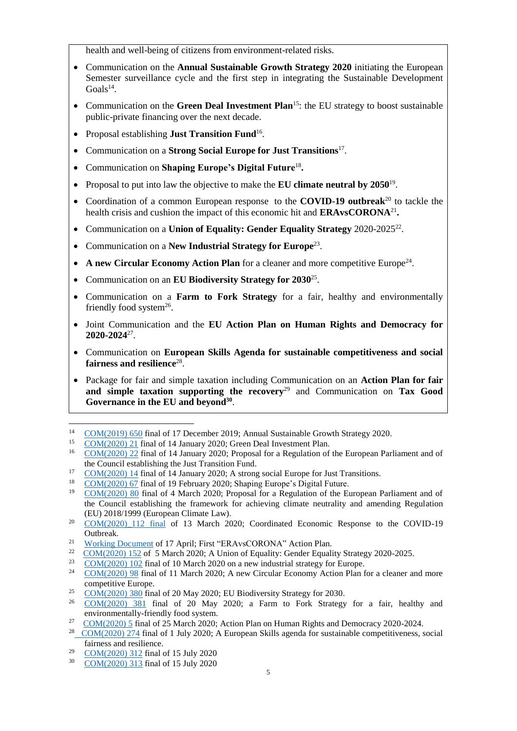health and well-being of citizens from environment-related risks.

- Communication on the **Annual Sustainable Growth Strategy 2020** initiating the European Semester surveillance cycle and the first step in integrating the Sustainable Development Goals[14].
- Communication on the **Green Deal Investment Plan**[15]: the EU strategy to boost sustainable public-private financing over the next decade.
- Proposal establishing **Just Transition Fund**[16].
- Communication on a **Strong Social Europe for Just Transitions**[17].
- Communication on **Shaping Europe's Digital Future**[18]**.**
- Proposal to put into law the objective to make the **EU climate neutral by 2050**[19].
- Coordination of a common European response to the **COVID-19 outbreak**[20] to tackle the health crisis and cushion the impact of this economic hit and **ERAvsCORONA**[21]**.**
- Communication on a **Union of Equality: Gender Equality Strategy** 2020-2025[22].
- Communication on a **New Industrial Strategy for Europe**[23].
- **A new Circular Economy Action Plan** for a cleaner and more competitive Europe[24].
- Communication on an **EU Biodiversity Strategy for 2030**[25].
- Communication on a **Farm to Fork Strategy** for a fair, healthy and environmentally friendly food system[26].
- Joint Communication and the **EU Action Plan on Human Rights and Democracy for 2020-2024**[27].
- Communication on **European Skills Agenda for sustainable competitiveness and social fairness and resilience**[28].
- Package for fair and simple taxation including Communication on an **Action Plan for fair and simple taxation supporting the recovery**[29] and Communication on **Tax Good Governance in the EU and beyond**[30].

---

[14] COM(2019) 650 final of 17 December 2019; Annual Sustainable Growth Strategy 2020.

[15] COM(2020) 21 final of 14 January 2020; Green Deal Investment Plan.

[16] COM(2020) 22 final of 14 January 2020; Proposal for a Regulation of the European Parliament and of the Council establishing the Just Transition Fund.

[17] COM(2020) 14 final of 14 January 2020; A strong social Europe for Just Transitions.

[18] COM(2020) 67 final of 19 February 2020; Shaping Europe's Digital Future.

[19] COM(2020) 80 final of 4 March 2020; Proposal for a Regulation of the European Parliament and of the Council establishing the framework for achieving climate neutrality and amending Regulation (EU) 2018/1999 (European Climate Law).

[20] COM(2020)_112_final of 13 March 2020; Coordinated Economic Response to the COVID-19 Outbreak.

[21] Working Document of 17 April; First "ERAvsCORONA" Action Plan.

[22] COM(2020) 152 of 5 March 2020; A Union of Equality: Gender Equality Strategy 2020-2025.

[23] COM(2020) 102 final of 10 March 2020 on a new industrial strategy for Europe.

[24] COM(2020) 98 final of 11 March 2020; A new Circular Economy Action Plan for a cleaner and more competitive Europe.

[25] COM(2020) 380 final of 20 May 2020; EU Biodiversity Strategy for 2030.

[26] COM(2020) 381 final of 20 May 2020; a Farm to Fork Strategy for a fair, healthy and environmentally-friendly food system.

[27] COM(2020) 5 final of 25 March 2020; Action Plan on Human Rights and Democracy 2020-2024.

[28] COM(2020) 274 final of 1 July 2020; A European Skills agenda for sustainable competitiveness, social fairness and resilience.

[29] COM(2020) 312 final of 15 July 2020

[30] COM(2020) 313 final of 15 July 2020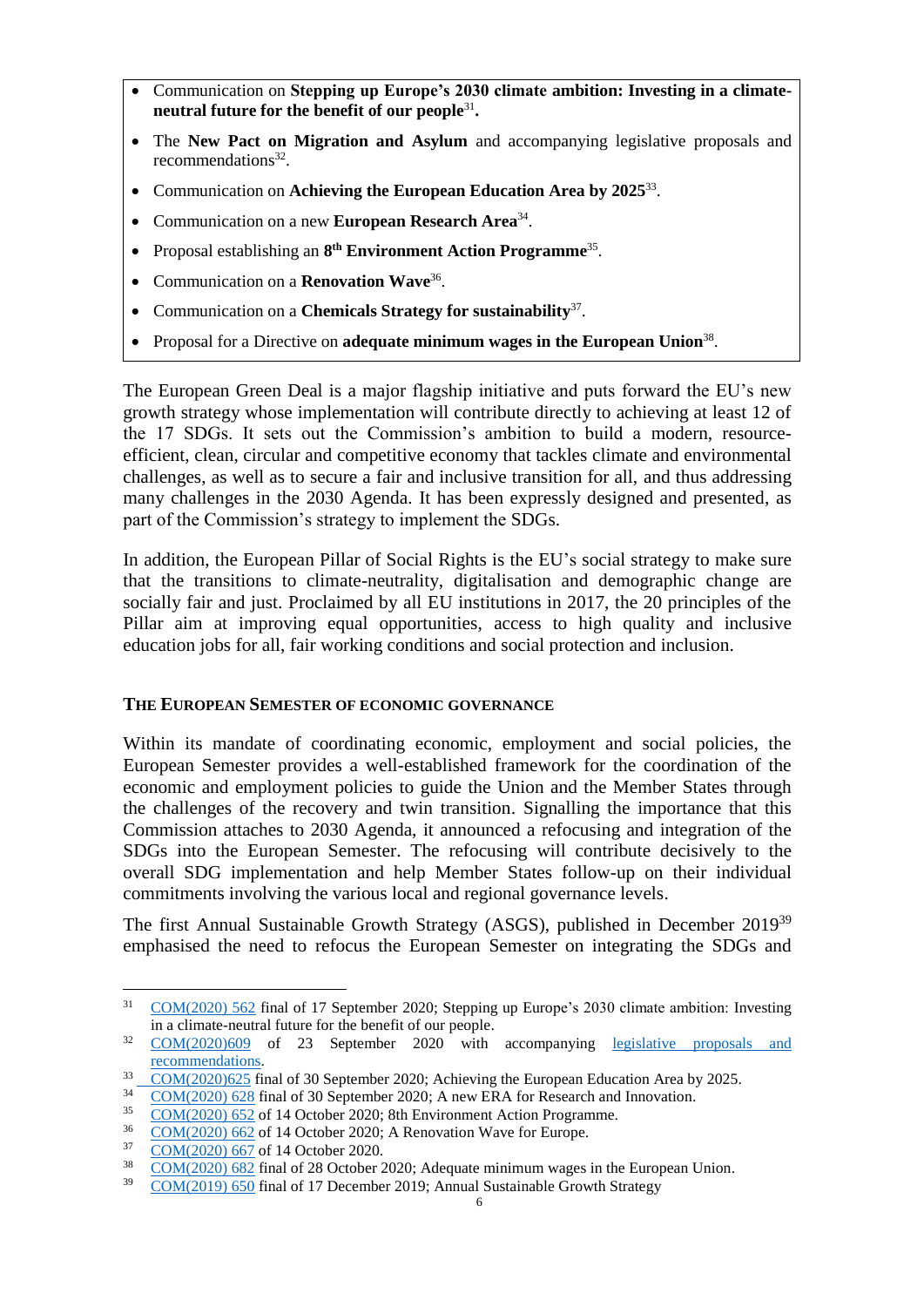- Communication on **Stepping up Europe's 2030 climate ambition: Investing in a climate-neutral future for the benefit of our people**[31]**.**
- The **New Pact on Migration and Asylum** and accompanying legislative proposals and recommendations[32].
- Communication on **Achieving the European Education Area by 2025**[33].
- Communication on a new **European Research Area**[34].
- Proposal establishing an **8th Environment Action Programme**[35].
- Communication on a **Renovation Wave**[36].
- Communication on a **Chemicals Strategy for sustainability**[37].
- Proposal for a Directive on **adequate minimum wages in the European Union**[38].

The European Green Deal is a major flagship initiative and puts forward the EU's new growth strategy whose implementation will contribute directly to achieving at least 12 of the 17 SDGs. It sets out the Commission's ambition to build a modern, resource-efficient, clean, circular and competitive economy that tackles climate and environmental challenges, as well as to secure a fair and inclusive transition for all, and thus addressing many challenges in the 2030 Agenda. It has been expressly designed and presented, as part of the Commission's strategy to implement the SDGs.

In addition, the European Pillar of Social Rights is the EU's social strategy to make sure that the transitions to climate-neutrality, digitalisation and demographic change are socially fair and just. Proclaimed by all EU institutions in 2017, the 20 principles of the Pillar aim at improving equal opportunities, access to high quality and inclusive education jobs for all, fair working conditions and social protection and inclusion.

### THE EUROPEAN SEMESTER OF ECONOMIC GOVERNANCE

Within its mandate of coordinating economic, employment and social policies, the European Semester provides a well-established framework for the coordination of the economic and employment policies to guide the Union and the Member States through the challenges of the recovery and twin transition. Signalling the importance that this Commission attaches to 2030 Agenda, it announced a refocusing and integration of the SDGs into the European Semester. The refocusing will contribute decisively to the overall SDG implementation and help Member States follow-up on their individual commitments involving the various local and regional governance levels.

The first Annual Sustainable Growth Strategy (ASGS), published in December 2019[39] emphasised the need to refocus the European Semester on integrating the SDGs and

---

[31] COM(2020) 562 final of 17 September 2020; Stepping up Europe's 2030 climate ambition: Investing in a climate-neutral future for the benefit of our people.

[32] COM(2020)609 of 23 September 2020 with accompanying legislative proposals and recommendations.

[33] COM(2020)625 final of 30 September 2020; Achieving the European Education Area by 2025.

[34] COM(2020) 628 final of 30 September 2020; A new ERA for Research and Innovation.

[35] COM(2020) 652 of 14 October 2020; 8th Environment Action Programme.

[36] COM(2020) 662 of 14 October 2020; A Renovation Wave for Europe.

[37] COM(2020) 667 of 14 October 2020.

[38] COM(2020) 682 final of 28 October 2020; Adequate minimum wages in the European Union.

[39] COM(2019) 650 final of 17 December 2019; Annual Sustainable Growth Strategy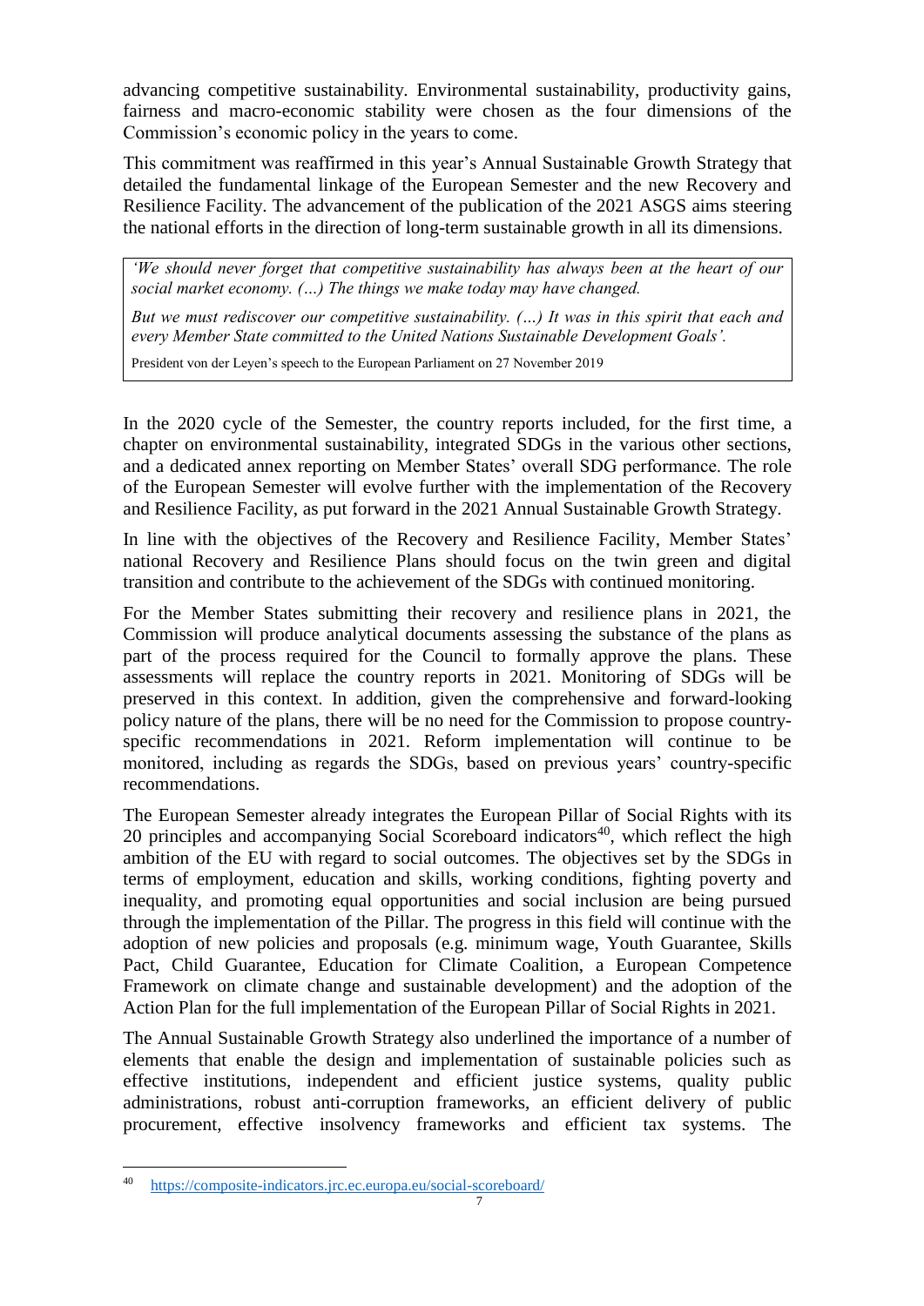advancing competitive sustainability. Environmental sustainability, productivity gains, fairness and macro-economic stability were chosen as the four dimensions of the Commission's economic policy in the years to come.

This commitment was reaffirmed in this year's Annual Sustainable Growth Strategy that detailed the fundamental linkage of the European Semester and the new Recovery and Resilience Facility. The advancement of the publication of the 2021 ASGS aims steering the national efforts in the direction of long-term sustainable growth in all its dimensions.

> *'We should never forget that competitive sustainability has always been at the heart of our social market economy. (…) The things we make today may have changed.*
>
> *But we must rediscover our competitive sustainability. (…) It was in this spirit that each and every Member State committed to the United Nations Sustainable Development Goals'.*
>
> President von der Leyen's speech to the European Parliament on 27 November 2019

In the 2020 cycle of the Semester, the country reports included, for the first time, a chapter on environmental sustainability, integrated SDGs in the various other sections, and a dedicated annex reporting on Member States' overall SDG performance. The role of the European Semester will evolve further with the implementation of the Recovery and Resilience Facility, as put forward in the 2021 Annual Sustainable Growth Strategy.

In line with the objectives of the Recovery and Resilience Facility, Member States' national Recovery and Resilience Plans should focus on the twin green and digital transition and contribute to the achievement of the SDGs with continued monitoring.

For the Member States submitting their recovery and resilience plans in 2021, the Commission will produce analytical documents assessing the substance of the plans as part of the process required for the Council to formally approve the plans. These assessments will replace the country reports in 2021. Monitoring of SDGs will be preserved in this context. In addition, given the comprehensive and forward-looking policy nature of the plans, there will be no need for the Commission to propose country-specific recommendations in 2021. Reform implementation will continue to be monitored, including as regards the SDGs, based on previous years' country-specific recommendations.

The European Semester already integrates the European Pillar of Social Rights with its 20 principles and accompanying Social Scoreboard indicators[40], which reflect the high ambition of the EU with regard to social outcomes. The objectives set by the SDGs in terms of employment, education and skills, working conditions, fighting poverty and inequality, and promoting equal opportunities and social inclusion are being pursued through the implementation of the Pillar. The progress in this field will continue with the adoption of new policies and proposals (e.g. minimum wage, Youth Guarantee, Skills Pact, Child Guarantee, Education for Climate Coalition, a European Competence Framework on climate change and sustainable development) and the adoption of the Action Plan for the full implementation of the European Pillar of Social Rights in 2021.

The Annual Sustainable Growth Strategy also underlined the importance of a number of elements that enable the design and implementation of sustainable policies such as effective institutions, independent and efficient justice systems, quality public administrations, robust anti-corruption frameworks, an efficient delivery of public procurement, effective insolvency frameworks and efficient tax systems. The

---

[40] https://composite-indicators.jrc.ec.europa.eu/social-scoreboard/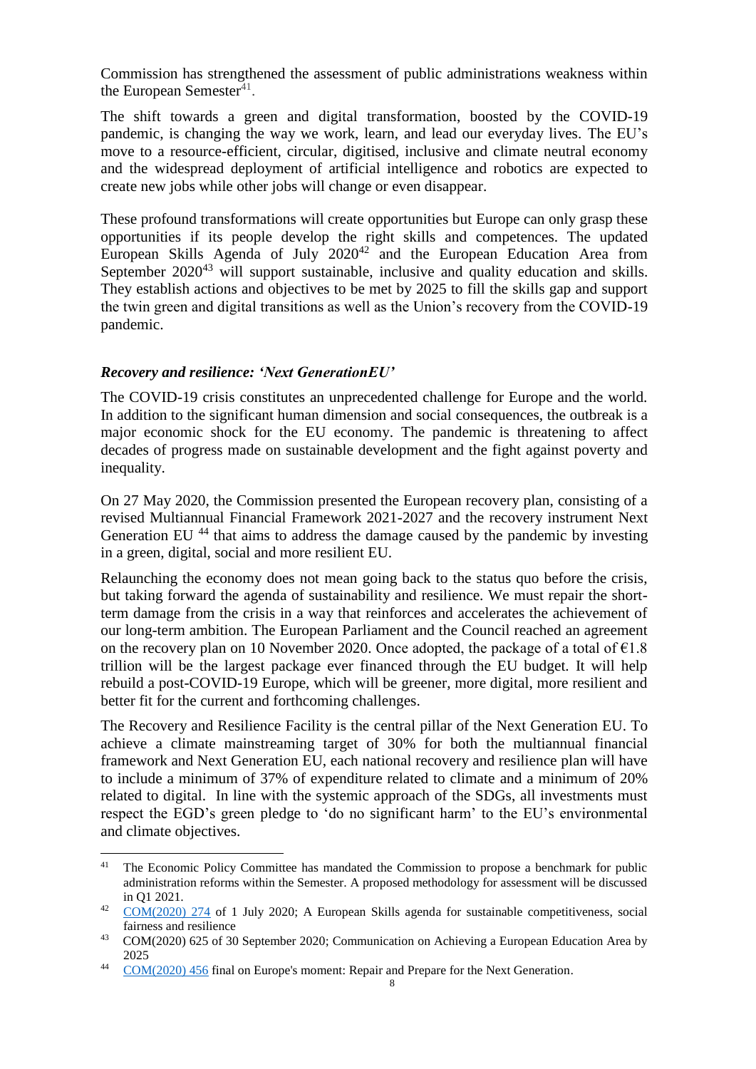Commission has strengthened the assessment of public administrations weakness within the European Semester[41].

The shift towards a green and digital transformation, boosted by the COVID-19 pandemic, is changing the way we work, learn, and lead our everyday lives. The EU's move to a resource-efficient, circular, digitised, inclusive and climate neutral economy and the widespread deployment of artificial intelligence and robotics are expected to create new jobs while other jobs will change or even disappear.

These profound transformations will create opportunities but Europe can only grasp these opportunities if its people develop the right skills and competences. The updated European Skills Agenda of July 2020[42] and the European Education Area from September 2020[43] will support sustainable, inclusive and quality education and skills. They establish actions and objectives to be met by 2025 to fill the skills gap and support the twin green and digital transitions as well as the Union's recovery from the COVID-19 pandemic.

### *Recovery and resilience: 'Next GenerationEU'*

The COVID-19 crisis constitutes an unprecedented challenge for Europe and the world. In addition to the significant human dimension and social consequences, the outbreak is a major economic shock for the EU economy. The pandemic is threatening to affect decades of progress made on sustainable development and the fight against poverty and inequality.

On 27 May 2020, the Commission presented the European recovery plan, consisting of a revised Multiannual Financial Framework 2021-2027 and the recovery instrument Next Generation EU [44] that aims to address the damage caused by the pandemic by investing in a green, digital, social and more resilient EU.

Relaunching the economy does not mean going back to the status quo before the crisis, but taking forward the agenda of sustainability and resilience. We must repair the short-term damage from the crisis in a way that reinforces and accelerates the achievement of our long-term ambition. The European Parliament and the Council reached an agreement on the recovery plan on 10 November 2020. Once adopted, the package of a total of €1.8 trillion will be the largest package ever financed through the EU budget. It will help rebuild a post-COVID-19 Europe, which will be greener, more digital, more resilient and better fit for the current and forthcoming challenges.

The Recovery and Resilience Facility is the central pillar of the Next Generation EU. To achieve a climate mainstreaming target of 30% for both the multiannual financial framework and Next Generation EU, each national recovery and resilience plan will have to include a minimum of 37% of expenditure related to climate and a minimum of 20% related to digital. In line with the systemic approach of the SDGs, all investments must respect the EGD's green pledge to 'do no significant harm' to the EU's environmental and climate objectives.

---

[41] The Economic Policy Committee has mandated the Commission to propose a benchmark for public administration reforms within the Semester. A proposed methodology for assessment will be discussed in Q1 2021.

[42] COM(2020) 274 of 1 July 2020; A European Skills agenda for sustainable competitiveness, social fairness and resilience

[43] COM(2020) 625 of 30 September 2020; Communication on Achieving a European Education Area by 2025

[44] COM(2020) 456 final on Europe's moment: Repair and Prepare for the Next Generation.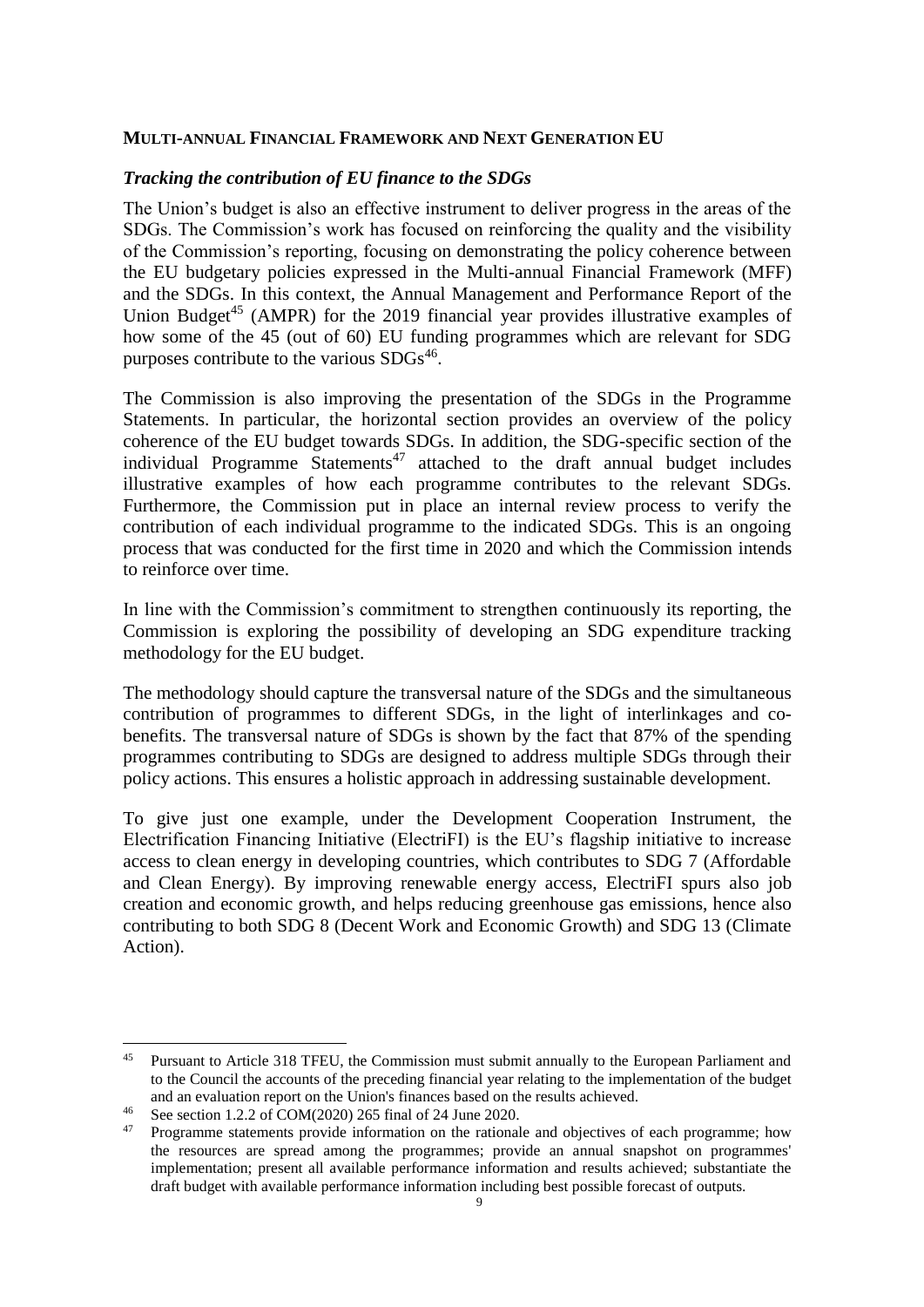**MULTI-ANNUAL FINANCIAL FRAMEWORK AND NEXT GENERATION EU**

***Tracking the contribution of EU finance to the SDGs***

The Union's budget is also an effective instrument to deliver progress in the areas of the SDGs. The Commission's work has focused on reinforcing the quality and the visibility of the Commission's reporting, focusing on demonstrating the policy coherence between the EU budgetary policies expressed in the Multi-annual Financial Framework (MFF) and the SDGs. In this context, the Annual Management and Performance Report of the Union Budget[45] (AMPR) for the 2019 financial year provides illustrative examples of how some of the 45 (out of 60) EU funding programmes which are relevant for SDG purposes contribute to the various SDGs[46].

The Commission is also improving the presentation of the SDGs in the Programme Statements. In particular, the horizontal section provides an overview of the policy coherence of the EU budget towards SDGs. In addition, the SDG-specific section of the individual Programme Statements[47] attached to the draft annual budget includes illustrative examples of how each programme contributes to the relevant SDGs. Furthermore, the Commission put in place an internal review process to verify the contribution of each individual programme to the indicated SDGs. This is an ongoing process that was conducted for the first time in 2020 and which the Commission intends to reinforce over time.

In line with the Commission's commitment to strengthen continuously its reporting, the Commission is exploring the possibility of developing an SDG expenditure tracking methodology for the EU budget.

The methodology should capture the transversal nature of the SDGs and the simultaneous contribution of programmes to different SDGs, in the light of interlinkages and co-benefits. The transversal nature of SDGs is shown by the fact that 87% of the spending programmes contributing to SDGs are designed to address multiple SDGs through their policy actions. This ensures a holistic approach in addressing sustainable development.

To give just one example, under the Development Cooperation Instrument, the Electrification Financing Initiative (ElectriFI) is the EU's flagship initiative to increase access to clean energy in developing countries, which contributes to SDG 7 (Affordable and Clean Energy). By improving renewable energy access, ElectriFI spurs also job creation and economic growth, and helps reducing greenhouse gas emissions, hence also contributing to both SDG 8 (Decent Work and Economic Growth) and SDG 13 (Climate Action).

---

[45] Pursuant to Article 318 TFEU, the Commission must submit annually to the European Parliament and to the Council the accounts of the preceding financial year relating to the implementation of the budget and an evaluation report on the Union's finances based on the results achieved.

[46] See section 1.2.2 of COM(2020) 265 final of 24 June 2020.

[47] Programme statements provide information on the rationale and objectives of each programme; how the resources are spread among the programmes; provide an annual snapshot on programmes' implementation; present all available performance information and results achieved; substantiate the draft budget with available performance information including best possible forecast of outputs.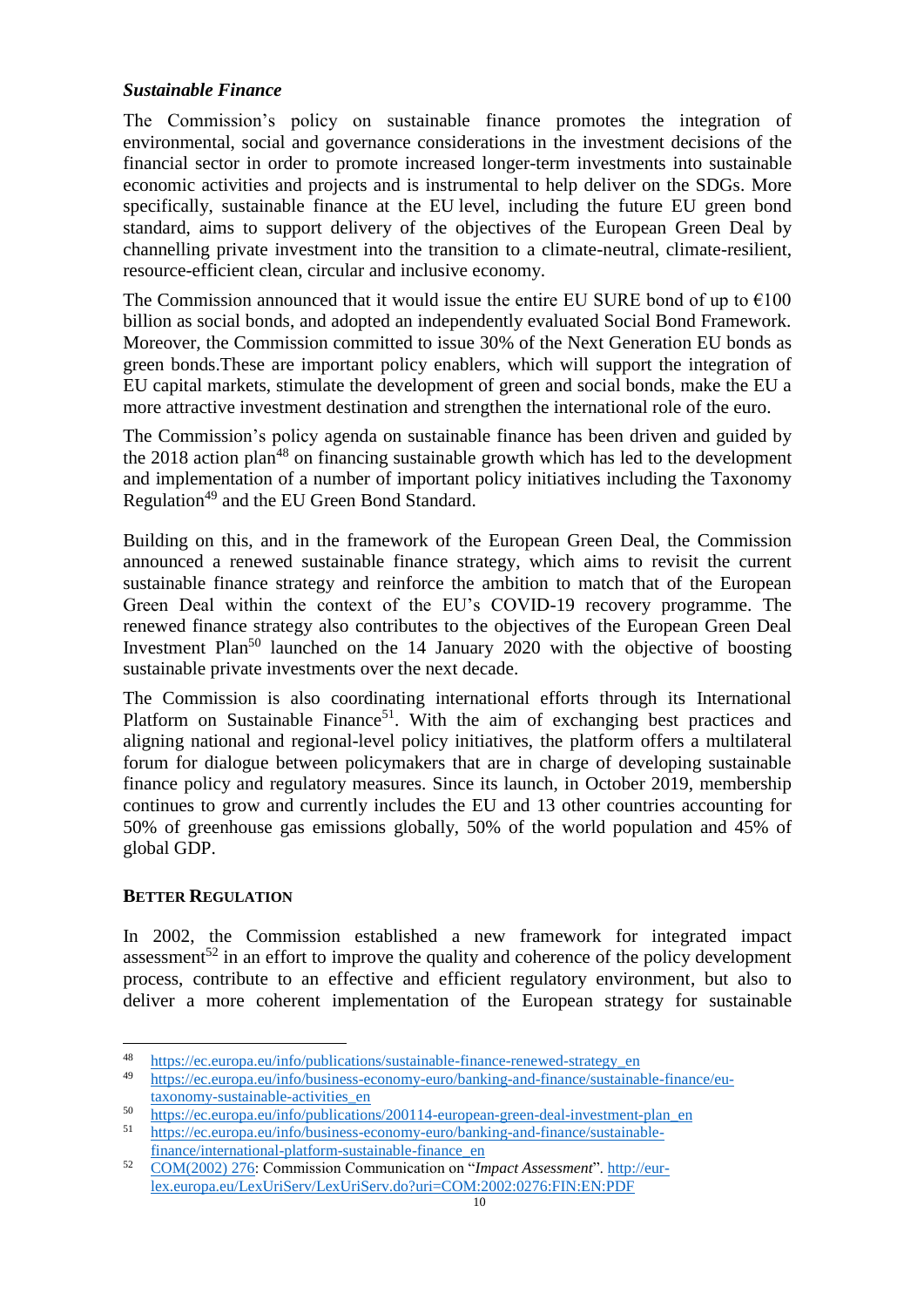### *Sustainable Finance*

The Commission's policy on sustainable finance promotes the integration of environmental, social and governance considerations in the investment decisions of the financial sector in order to promote increased longer-term investments into sustainable economic activities and projects and is instrumental to help deliver on the SDGs. More specifically, sustainable finance at the EU level, including the future EU green bond standard, aims to support delivery of the objectives of the European Green Deal by channelling private investment into the transition to a climate-neutral, climate-resilient, resource-efficient clean, circular and inclusive economy.

The Commission announced that it would issue the entire EU SURE bond of up to €100 billion as social bonds, and adopted an independently evaluated Social Bond Framework. Moreover, the Commission committed to issue 30% of the Next Generation EU bonds as green bonds.These are important policy enablers, which will support the integration of EU capital markets, stimulate the development of green and social bonds, make the EU a more attractive investment destination and strengthen the international role of the euro.

The Commission's policy agenda on sustainable finance has been driven and guided by the 2018 action plan[48] on financing sustainable growth which has led to the development and implementation of a number of important policy initiatives including the Taxonomy Regulation[49] and the EU Green Bond Standard.

Building on this, and in the framework of the European Green Deal, the Commission announced a renewed sustainable finance strategy, which aims to revisit the current sustainable finance strategy and reinforce the ambition to match that of the European Green Deal within the context of the EU's COVID-19 recovery programme. The renewed finance strategy also contributes to the objectives of the European Green Deal Investment Plan[50] launched on the 14 January 2020 with the objective of boosting sustainable private investments over the next decade.

The Commission is also coordinating international efforts through its International Platform on Sustainable Finance[51]. With the aim of exchanging best practices and aligning national and regional-level policy initiatives, the platform offers a multilateral forum for dialogue between policymakers that are in charge of developing sustainable finance policy and regulatory measures. Since its launch, in October 2019, membership continues to grow and currently includes the EU and 13 other countries accounting for 50% of greenhouse gas emissions globally, 50% of the world population and 45% of global GDP.

## **BETTER REGULATION**

In 2002, the Commission established a new framework for integrated impact assessment[52] in an effort to improve the quality and coherence of the policy development process, contribute to an effective and efficient regulatory environment, but also to deliver a more coherent implementation of the European strategy for sustainable

---

[48] https://ec.europa.eu/info/publications/sustainable-finance-renewed-strategy_en

[49] https://ec.europa.eu/info/business-economy-euro/banking-and-finance/sustainable-finance/eu-taxonomy-sustainable-activities_en

[50] https://ec.europa.eu/info/publications/200114-european-green-deal-investment-plan_en

[51] https://ec.europa.eu/info/business-economy-euro/banking-and-finance/sustainable-finance/international-platform-sustainable-finance_en

[52] COM(2002) 276: Commission Communication on "*Impact Assessment*". http://eur-lex.europa.eu/LexUriServ/LexUriServ.do?uri=COM:2002:0276:FIN:EN:PDF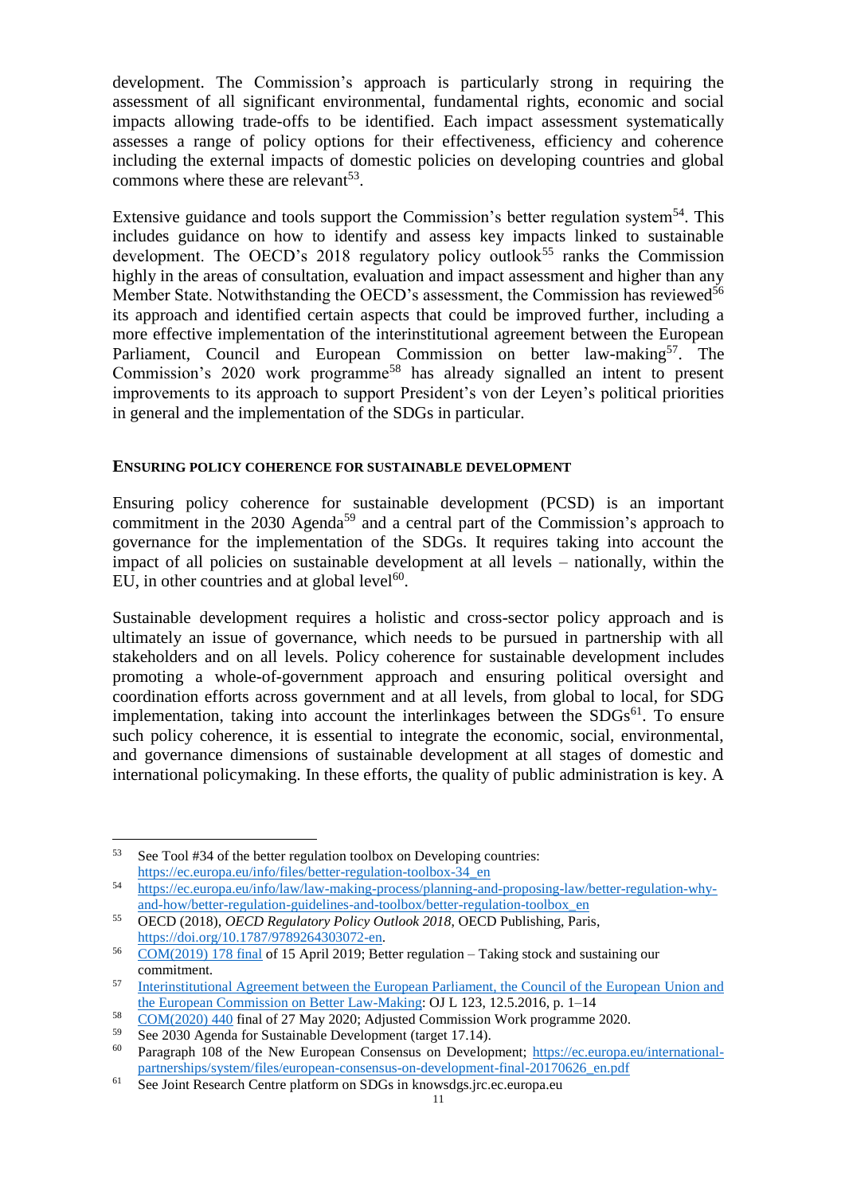development. The Commission's approach is particularly strong in requiring the assessment of all significant environmental, fundamental rights, economic and social impacts allowing trade-offs to be identified. Each impact assessment systematically assesses a range of policy options for their effectiveness, efficiency and coherence including the external impacts of domestic policies on developing countries and global commons where these are relevant[53].

Extensive guidance and tools support the Commission's better regulation system[54]. This includes guidance on how to identify and assess key impacts linked to sustainable development. The OECD's 2018 regulatory policy outlook[55] ranks the Commission highly in the areas of consultation, evaluation and impact assessment and higher than any Member State. Notwithstanding the OECD's assessment, the Commission has reviewed[56] its approach and identified certain aspects that could be improved further, including a more effective implementation of the interinstitutional agreement between the European Parliament, Council and European Commission on better law-making[57]. The Commission's 2020 work programme[58] has already signalled an intent to present improvements to its approach to support President's von der Leyen's political priorities in general and the implementation of the SDGs in particular.

### ENSURING POLICY COHERENCE FOR SUSTAINABLE DEVELOPMENT

Ensuring policy coherence for sustainable development (PCSD) is an important commitment in the 2030 Agenda[59] and a central part of the Commission's approach to governance for the implementation of the SDGs. It requires taking into account the impact of all policies on sustainable development at all levels – nationally, within the EU, in other countries and at global level[60].

Sustainable development requires a holistic and cross-sector policy approach and is ultimately an issue of governance, which needs to be pursued in partnership with all stakeholders and on all levels. Policy coherence for sustainable development includes promoting a whole-of-government approach and ensuring political oversight and coordination efforts across government and at all levels, from global to local, for SDG implementation, taking into account the interlinkages between the SDGs[61]. To ensure such policy coherence, it is essential to integrate the economic, social, environmental, and governance dimensions of sustainable development at all stages of domestic and international policymaking. In these efforts, the quality of public administration is key. A

---

[53] See Tool #34 of the better regulation toolbox on Developing countries: https://ec.europa.eu/info/files/better-regulation-toolbox-34_en

[54] https://ec.europa.eu/info/law/law-making-process/planning-and-proposing-law/better-regulation-why-and-how/better-regulation-guidelines-and-toolbox/better-regulation-toolbox_en

[55] OECD (2018), *OECD Regulatory Policy Outlook 2018*, OECD Publishing, Paris, https://doi.org/10.1787/9789264303072-en.

[56] COM(2019) 178 final of 15 April 2019; Better regulation – Taking stock and sustaining our commitment.

[57] Interinstitutional Agreement between the European Parliament, the Council of the European Union and the European Commission on Better Law-Making: OJ L 123, 12.5.2016, p. 1–14

[58] COM(2020) 440 final of 27 May 2020; Adjusted Commission Work programme 2020.

[59] See 2030 Agenda for Sustainable Development (target 17.14).

[60] Paragraph 108 of the New European Consensus on Development; https://ec.europa.eu/international-partnerships/system/files/european-consensus-on-development-final-20170626_en.pdf

[61] See Joint Research Centre platform on SDGs in knowsdgs.jrc.ec.europa.eu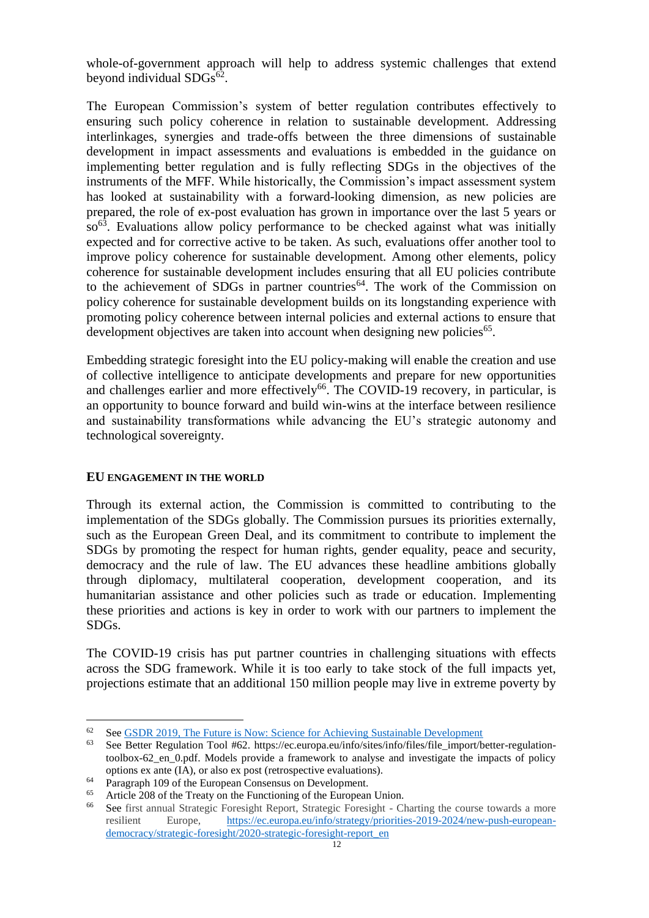whole-of-government approach will help to address systemic challenges that extend beyond individual SDGs[62].

The European Commission's system of better regulation contributes effectively to ensuring such policy coherence in relation to sustainable development. Addressing interlinkages, synergies and trade-offs between the three dimensions of sustainable development in impact assessments and evaluations is embedded in the guidance on implementing better regulation and is fully reflecting SDGs in the objectives of the instruments of the MFF. While historically, the Commission's impact assessment system has looked at sustainability with a forward-looking dimension, as new policies are prepared, the role of ex-post evaluation has grown in importance over the last 5 years or so[63]. Evaluations allow policy performance to be checked against what was initially expected and for corrective active to be taken. As such, evaluations offer another tool to improve policy coherence for sustainable development. Among other elements, policy coherence for sustainable development includes ensuring that all EU policies contribute to the achievement of SDGs in partner countries[64]. The work of the Commission on policy coherence for sustainable development builds on its longstanding experience with promoting policy coherence between internal policies and external actions to ensure that development objectives are taken into account when designing new policies[65].

Embedding strategic foresight into the EU policy-making will enable the creation and use of collective intelligence to anticipate developments and prepare for new opportunities and challenges earlier and more effectively[66]. The COVID-19 recovery, in particular, is an opportunity to bounce forward and build win-wins at the interface between resilience and sustainability transformations while advancing the EU's strategic autonomy and technological sovereignty.

### EU ENGAGEMENT IN THE WORLD

Through its external action, the Commission is committed to contributing to the implementation of the SDGs globally. The Commission pursues its priorities externally, such as the European Green Deal, and its commitment to contribute to implement the SDGs by promoting the respect for human rights, gender equality, peace and security, democracy and the rule of law. The EU advances these headline ambitions globally through diplomacy, multilateral cooperation, development cooperation, and its humanitarian assistance and other policies such as trade or education. Implementing these priorities and actions is key in order to work with our partners to implement the SDGs.

The COVID-19 crisis has put partner countries in challenging situations with effects across the SDG framework. While it is too early to take stock of the full impacts yet, projections estimate that an additional 150 million people may live in extreme poverty by

---

[62] See [GSDR 2019, The Future is Now: Science for Achieving Sustainable Development]

[63] See Better Regulation Tool #62. https://ec.europa.eu/info/sites/info/files/file_import/better-regulation-toolbox-62_en_0.pdf. Models provide a framework to analyse and investigate the impacts of policy options ex ante (IA), or also ex post (retrospective evaluations).

[64] Paragraph 109 of the European Consensus on Development.

[65] Article 208 of the Treaty on the Functioning of the European Union.

[66] See first annual Strategic Foresight Report, Strategic Foresight - Charting the course towards a more resilient Europe, https://ec.europa.eu/info/strategy/priorities-2019-2024/new-push-european-democracy/strategic-foresight/2020-strategic-foresight-report_en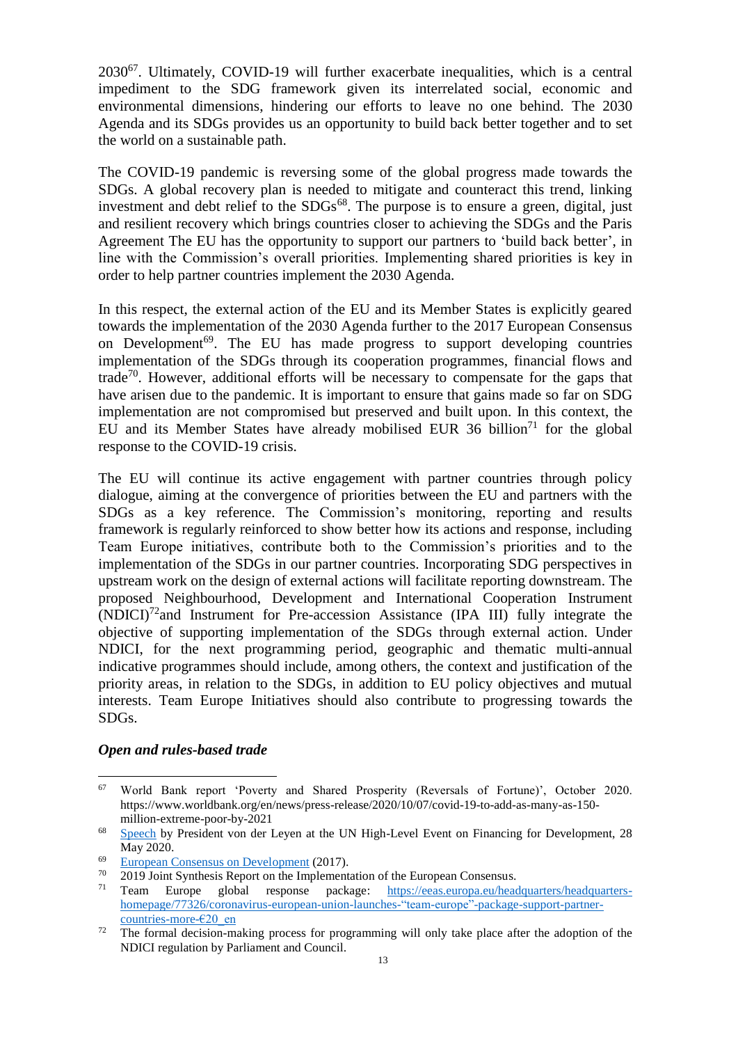2030[67]. Ultimately, COVID-19 will further exacerbate inequalities, which is a central impediment to the SDG framework given its interrelated social, economic and environmental dimensions, hindering our efforts to leave no one behind. The 2030 Agenda and its SDGs provides us an opportunity to build back better together and to set the world on a sustainable path.

The COVID-19 pandemic is reversing some of the global progress made towards the SDGs. A global recovery plan is needed to mitigate and counteract this trend, linking investment and debt relief to the SDGs[68]. The purpose is to ensure a green, digital, just and resilient recovery which brings countries closer to achieving the SDGs and the Paris Agreement The EU has the opportunity to support our partners to 'build back better', in line with the Commission's overall priorities. Implementing shared priorities is key in order to help partner countries implement the 2030 Agenda.

In this respect, the external action of the EU and its Member States is explicitly geared towards the implementation of the 2030 Agenda further to the 2017 European Consensus on Development[69]. The EU has made progress to support developing countries implementation of the SDGs through its cooperation programmes, financial flows and trade[70]. However, additional efforts will be necessary to compensate for the gaps that have arisen due to the pandemic. It is important to ensure that gains made so far on SDG implementation are not compromised but preserved and built upon. In this context, the EU and its Member States have already mobilised EUR 36 billion[71] for the global response to the COVID-19 crisis.

The EU will continue its active engagement with partner countries through policy dialogue, aiming at the convergence of priorities between the EU and partners with the SDGs as a key reference. The Commission's monitoring, reporting and results framework is regularly reinforced to show better how its actions and response, including Team Europe initiatives, contribute both to the Commission's priorities and to the implementation of the SDGs in our partner countries. Incorporating SDG perspectives in upstream work on the design of external actions will facilitate reporting downstream. The proposed Neighbourhood, Development and International Cooperation Instrument (NDICI)[72]and Instrument for Pre-accession Assistance (IPA III) fully integrate the objective of supporting implementation of the SDGs through external action. Under NDICI, for the next programming period, geographic and thematic multi-annual indicative programmes should include, among others, the context and justification of the priority areas, in relation to the SDGs, in addition to EU policy objectives and mutual interests. Team Europe Initiatives should also contribute to progressing towards the SDGs.

***Open and rules-based trade***

---

[67] World Bank report 'Poverty and Shared Prosperity (Reversals of Fortune)', October 2020. https://www.worldbank.org/en/news/press-release/2020/10/07/covid-19-to-add-as-many-as-150-million-extreme-poor-by-2021

[68] Speech by President von der Leyen at the UN High-Level Event on Financing for Development, 28 May 2020.

[69] European Consensus on Development (2017).

[70] 2019 Joint Synthesis Report on the Implementation of the European Consensus.

[71] Team Europe global response package: https://eeas.europa.eu/headquarters/headquarters-homepage/77326/coronavirus-european-union-launches-"team-europe"-package-support-partner-countries-more-€20_en

[72] The formal decision-making process for programming will only take place after the adoption of the NDICI regulation by Parliament and Council.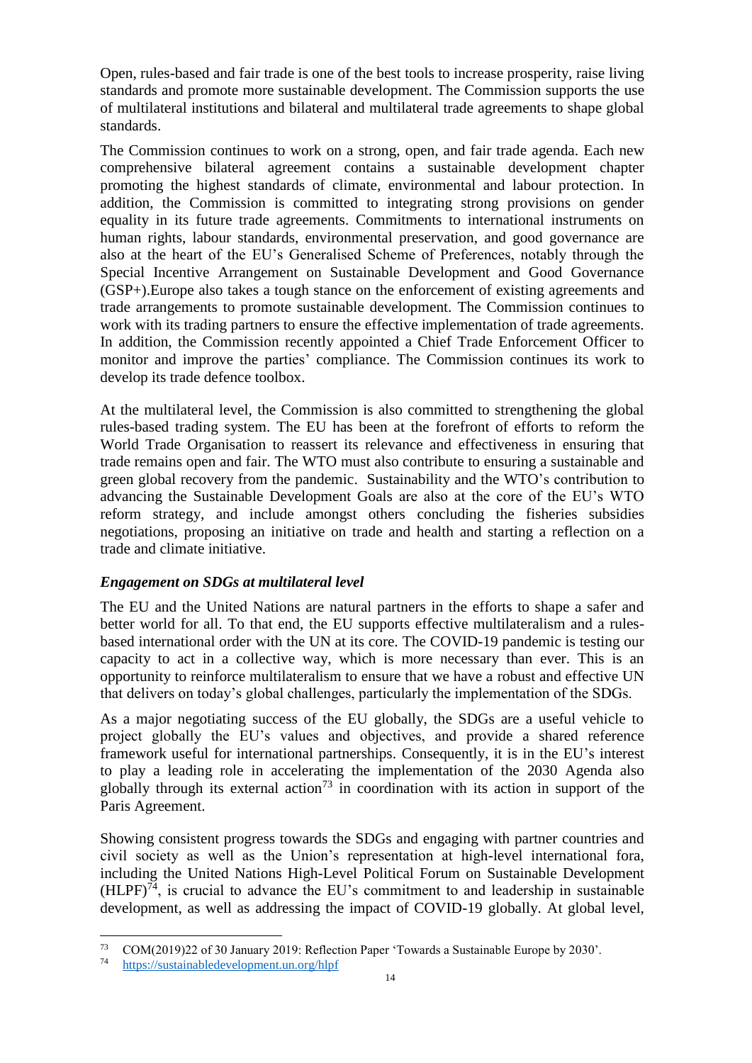Open, rules-based and fair trade is one of the best tools to increase prosperity, raise living standards and promote more sustainable development. The Commission supports the use of multilateral institutions and bilateral and multilateral trade agreements to shape global standards.

The Commission continues to work on a strong, open, and fair trade agenda. Each new comprehensive bilateral agreement contains a sustainable development chapter promoting the highest standards of climate, environmental and labour protection. In addition, the Commission is committed to integrating strong provisions on gender equality in its future trade agreements. Commitments to international instruments on human rights, labour standards, environmental preservation, and good governance are also at the heart of the EU's Generalised Scheme of Preferences, notably through the Special Incentive Arrangement on Sustainable Development and Good Governance (GSP+).Europe also takes a tough stance on the enforcement of existing agreements and trade arrangements to promote sustainable development. The Commission continues to work with its trading partners to ensure the effective implementation of trade agreements. In addition, the Commission recently appointed a Chief Trade Enforcement Officer to monitor and improve the parties' compliance. The Commission continues its work to develop its trade defence toolbox.

At the multilateral level, the Commission is also committed to strengthening the global rules-based trading system. The EU has been at the forefront of efforts to reform the World Trade Organisation to reassert its relevance and effectiveness in ensuring that trade remains open and fair. The WTO must also contribute to ensuring a sustainable and green global recovery from the pandemic. Sustainability and the WTO's contribution to advancing the Sustainable Development Goals are also at the core of the EU's WTO reform strategy, and include amongst others concluding the fisheries subsidies negotiations, proposing an initiative on trade and health and starting a reflection on a trade and climate initiative.

### *Engagement on SDGs at multilateral level*

The EU and the United Nations are natural partners in the efforts to shape a safer and better world for all. To that end, the EU supports effective multilateralism and a rules-based international order with the UN at its core. The COVID-19 pandemic is testing our capacity to act in a collective way, which is more necessary than ever. This is an opportunity to reinforce multilateralism to ensure that we have a robust and effective UN that delivers on today's global challenges, particularly the implementation of the SDGs.

As a major negotiating success of the EU globally, the SDGs are a useful vehicle to project globally the EU's values and objectives, and provide a shared reference framework useful for international partnerships. Consequently, it is in the EU's interest to play a leading role in accelerating the implementation of the 2030 Agenda also globally through its external action[73] in coordination with its action in support of the Paris Agreement.

Showing consistent progress towards the SDGs and engaging with partner countries and civil society as well as the Union's representation at high-level international fora, including the United Nations High-Level Political Forum on Sustainable Development (HLPF)[74], is crucial to advance the EU's commitment to and leadership in sustainable development, as well as addressing the impact of COVID-19 globally. At global level,

---

[73] COM(2019)22 of 30 January 2019: Reflection Paper 'Towards a Sustainable Europe by 2030'.

[74] https://sustainabledevelopment.un.org/hlpf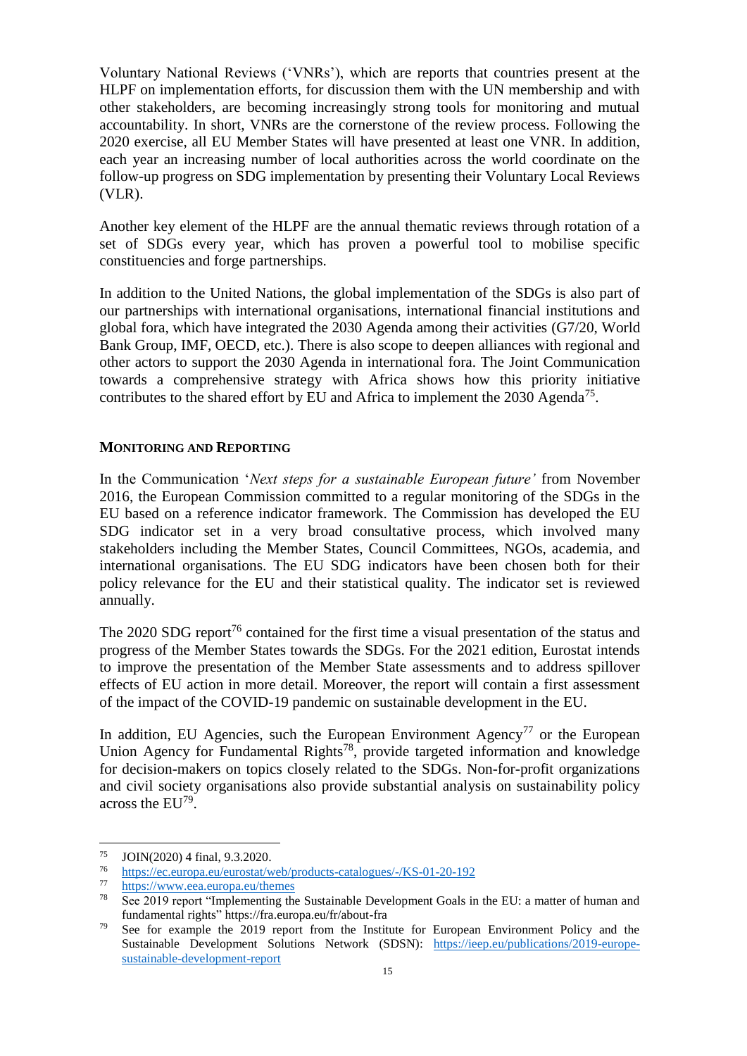Voluntary National Reviews ('VNRs'), which are reports that countries present at the HLPF on implementation efforts, for discussion them with the UN membership and with other stakeholders, are becoming increasingly strong tools for monitoring and mutual accountability. In short, VNRs are the cornerstone of the review process. Following the 2020 exercise, all EU Member States will have presented at least one VNR. In addition, each year an increasing number of local authorities across the world coordinate on the follow-up progress on SDG implementation by presenting their Voluntary Local Reviews (VLR).

Another key element of the HLPF are the annual thematic reviews through rotation of a set of SDGs every year, which has proven a powerful tool to mobilise specific constituencies and forge partnerships.

In addition to the United Nations, the global implementation of the SDGs is also part of our partnerships with international organisations, international financial institutions and global fora, which have integrated the 2030 Agenda among their activities (G7/20, World Bank Group, IMF, OECD, etc.). There is also scope to deepen alliances with regional and other actors to support the 2030 Agenda in international fora. The Joint Communication towards a comprehensive strategy with Africa shows how this priority initiative contributes to the shared effort by EU and Africa to implement the 2030 Agenda[75].

**MONITORING AND REPORTING**

In the Communication '*Next steps for a sustainable European future'* from November 2016, the European Commission committed to a regular monitoring of the SDGs in the EU based on a reference indicator framework. The Commission has developed the EU SDG indicator set in a very broad consultative process, which involved many stakeholders including the Member States, Council Committees, NGOs, academia, and international organisations. The EU SDG indicators have been chosen both for their policy relevance for the EU and their statistical quality. The indicator set is reviewed annually.

The 2020 SDG report[76] contained for the first time a visual presentation of the status and progress of the Member States towards the SDGs. For the 2021 edition, Eurostat intends to improve the presentation of the Member State assessments and to address spillover effects of EU action in more detail. Moreover, the report will contain a first assessment of the impact of the COVID-19 pandemic on sustainable development in the EU.

In addition, EU Agencies, such the European Environment Agency[77] or the European Union Agency for Fundamental Rights[78], provide targeted information and knowledge for decision-makers on topics closely related to the SDGs. Non-for-profit organizations and civil society organisations also provide substantial analysis on sustainability policy across the EU[79].

---

[75] JOIN(2020) 4 final, 9.3.2020.

[76] https://ec.europa.eu/eurostat/web/products-catalogues/-/KS-01-20-192

[77] https://www.eea.europa.eu/themes

[78] See 2019 report "Implementing the Sustainable Development Goals in the EU: a matter of human and fundamental rights" https://fra.europa.eu/fr/about-fra

[79] See for example the 2019 report from the Institute for European Environment Policy and the Sustainable Development Solutions Network (SDSN): https://ieep.eu/publications/2019-europe-sustainable-development-report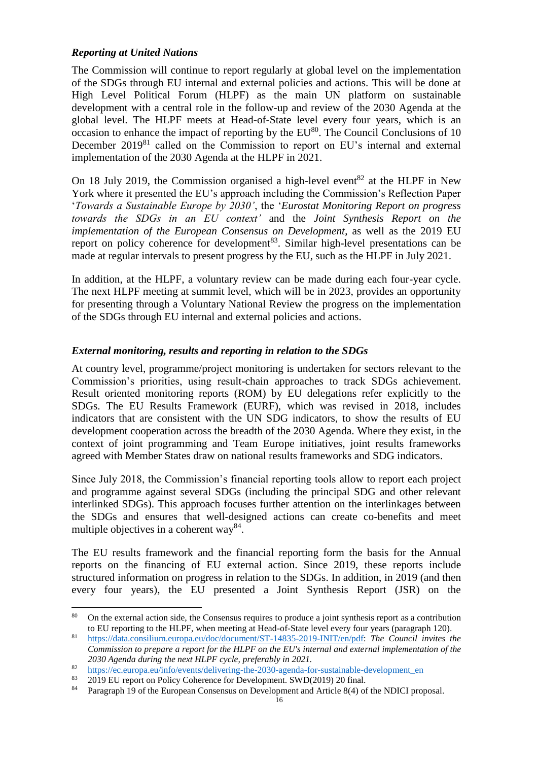### *Reporting at United Nations*

The Commission will continue to report regularly at global level on the implementation of the SDGs through EU internal and external policies and actions. This will be done at High Level Political Forum (HLPF) as the main UN platform on sustainable development with a central role in the follow-up and review of the 2030 Agenda at the global level. The HLPF meets at Head-of-State level every four years, which is an occasion to enhance the impact of reporting by the EU[80]. The Council Conclusions of 10 December 2019[81] called on the Commission to report on EU's internal and external implementation of the 2030 Agenda at the HLPF in 2021.

On 18 July 2019, the Commission organised a high-level event[82] at the HLPF in New York where it presented the EU's approach including the Commission's Reflection Paper '*Towards a Sustainable Europe by 2030'*, the '*Eurostat Monitoring Report on progress towards the SDGs in an EU context'* and the *Joint Synthesis Report on the implementation of the European Consensus on Development*, as well as the 2019 EU report on policy coherence for development[83]. Similar high-level presentations can be made at regular intervals to present progress by the EU, such as the HLPF in July 2021.

In addition, at the HLPF, a voluntary review can be made during each four-year cycle. The next HLPF meeting at summit level, which will be in 2023, provides an opportunity for presenting through a Voluntary National Review the progress on the implementation of the SDGs through EU internal and external policies and actions.

### *External monitoring, results and reporting in relation to the SDGs*

At country level, programme/project monitoring is undertaken for sectors relevant to the Commission's priorities, using result-chain approaches to track SDGs achievement. Result oriented monitoring reports (ROM) by EU delegations refer explicitly to the SDGs. The EU Results Framework (EURF), which was revised in 2018, includes indicators that are consistent with the UN SDG indicators, to show the results of EU development cooperation across the breadth of the 2030 Agenda. Where they exist, in the context of joint programming and Team Europe initiatives, joint results frameworks agreed with Member States draw on national results frameworks and SDG indicators.

Since July 2018, the Commission's financial reporting tools allow to report each project and programme against several SDGs (including the principal SDG and other relevant interlinked SDGs). This approach focuses further attention on the interlinkages between the SDGs and ensures that well-designed actions can create co-benefits and meet multiple objectives in a coherent way[84].

The EU results framework and the financial reporting form the basis for the Annual reports on the financing of EU external action. Since 2019, these reports include structured information on progress in relation to the SDGs. In addition, in 2019 (and then every four years), the EU presented a Joint Synthesis Report (JSR) on the

---

[80] On the external action side, the Consensus requires to produce a joint synthesis report as a contribution to EU reporting to the HLPF, when meeting at Head-of-State level every four years (paragraph 120).

[81] https://data.consilium.europa.eu/doc/document/ST-14835-2019-INIT/en/pdf: *The Council invites the Commission to prepare a report for the HLPF on the EU's internal and external implementation of the 2030 Agenda during the next HLPF cycle, preferably in 2021.*

[82] https://ec.europa.eu/info/events/delivering-the-2030-agenda-for-sustainable-development_en

[83] 2019 EU report on Policy Coherence for Development. SWD(2019) 20 final.

[84] Paragraph 19 of the European Consensus on Development and Article 8(4) of the NDICI proposal.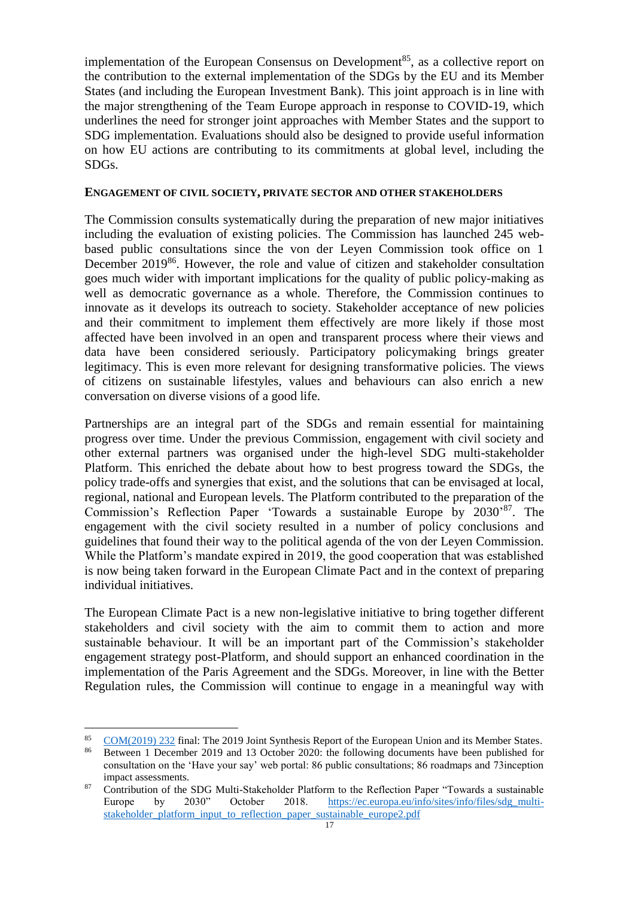implementation of the European Consensus on Development[85], as a collective report on the contribution to the external implementation of the SDGs by the EU and its Member States (and including the European Investment Bank). This joint approach is in line with the major strengthening of the Team Europe approach in response to COVID-19, which underlines the need for stronger joint approaches with Member States and the support to SDG implementation. Evaluations should also be designed to provide useful information on how EU actions are contributing to its commitments at global level, including the SDGs.

**ENGAGEMENT OF CIVIL SOCIETY, PRIVATE SECTOR AND OTHER STAKEHOLDERS**

The Commission consults systematically during the preparation of new major initiatives including the evaluation of existing policies. The Commission has launched 245 web-based public consultations since the von der Leyen Commission took office on 1 December 2019[86]. However, the role and value of citizen and stakeholder consultation goes much wider with important implications for the quality of public policy-making as well as democratic governance as a whole. Therefore, the Commission continues to innovate as it develops its outreach to society. Stakeholder acceptance of new policies and their commitment to implement them effectively are more likely if those most affected have been involved in an open and transparent process where their views and data have been considered seriously. Participatory policymaking brings greater legitimacy. This is even more relevant for designing transformative policies. The views of citizens on sustainable lifestyles, values and behaviours can also enrich a new conversation on diverse visions of a good life.

Partnerships are an integral part of the SDGs and remain essential for maintaining progress over time. Under the previous Commission, engagement with civil society and other external partners was organised under the high-level SDG multi-stakeholder Platform. This enriched the debate about how to best progress toward the SDGs, the policy trade-offs and synergies that exist, and the solutions that can be envisaged at local, regional, national and European levels. The Platform contributed to the preparation of the Commission's Reflection Paper 'Towards a sustainable Europe by 2030'[87]. The engagement with the civil society resulted in a number of policy conclusions and guidelines that found their way to the political agenda of the von der Leyen Commission. While the Platform's mandate expired in 2019, the good cooperation that was established is now being taken forward in the European Climate Pact and in the context of preparing individual initiatives.

The European Climate Pact is a new non-legislative initiative to bring together different stakeholders and civil society with the aim to commit them to action and more sustainable behaviour. It will be an important part of the Commission's stakeholder engagement strategy post-Platform, and should support an enhanced coordination in the implementation of the Paris Agreement and the SDGs. Moreover, in line with the Better Regulation rules, the Commission will continue to engage in a meaningful way with

---

[85] COM(2019) 232 final: The 2019 Joint Synthesis Report of the European Union and its Member States.

[86] Between 1 December 2019 and 13 October 2020: the following documents have been published for consultation on the 'Have your say' web portal: 86 public consultations; 86 roadmaps and 73inception impact assessments.

[87] Contribution of the SDG Multi-Stakeholder Platform to the Reflection Paper "Towards a sustainable Europe by 2030" October 2018. https://ec.europa.eu/info/sites/info/files/sdg_multi-stakeholder_platform_input_to_reflection_paper_sustainable_europe2.pdf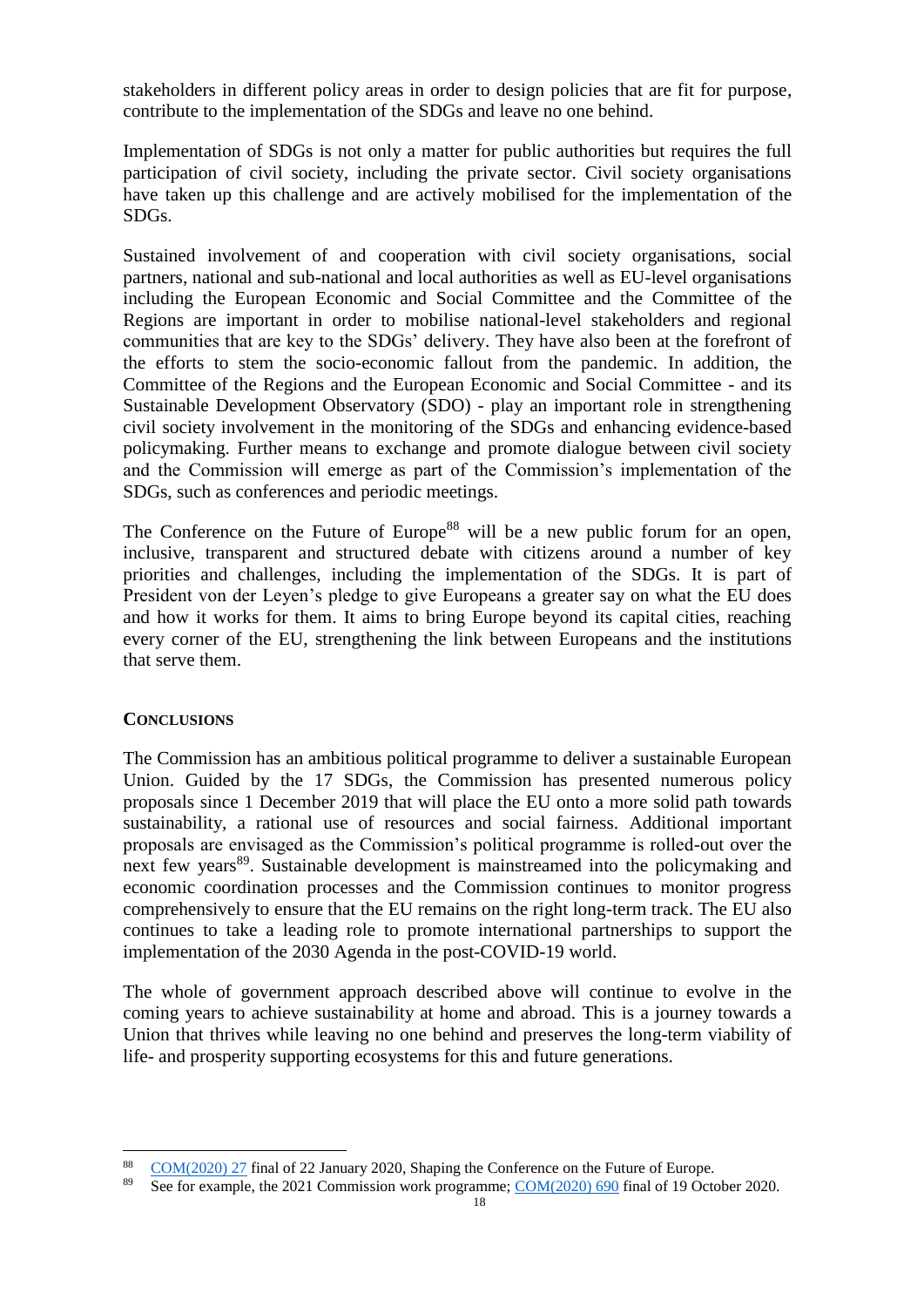stakeholders in different policy areas in order to design policies that are fit for purpose, contribute to the implementation of the SDGs and leave no one behind.

Implementation of SDGs is not only a matter for public authorities but requires the full participation of civil society, including the private sector. Civil society organisations have taken up this challenge and are actively mobilised for the implementation of the SDGs.

Sustained involvement of and cooperation with civil society organisations, social partners, national and sub-national and local authorities as well as EU-level organisations including the European Economic and Social Committee and the Committee of the Regions are important in order to mobilise national-level stakeholders and regional communities that are key to the SDGs' delivery. They have also been at the forefront of the efforts to stem the socio-economic fallout from the pandemic. In addition, the Committee of the Regions and the European Economic and Social Committee - and its Sustainable Development Observatory (SDO) - play an important role in strengthening civil society involvement in the monitoring of the SDGs and enhancing evidence-based policymaking. Further means to exchange and promote dialogue between civil society and the Commission will emerge as part of the Commission's implementation of the SDGs, such as conferences and periodic meetings.

The Conference on the Future of Europe[88] will be a new public forum for an open, inclusive, transparent and structured debate with citizens around a number of key priorities and challenges, including the implementation of the SDGs. It is part of President von der Leyen's pledge to give Europeans a greater say on what the EU does and how it works for them. It aims to bring Europe beyond its capital cities, reaching every corner of the EU, strengthening the link between Europeans and the institutions that serve them.

## CONCLUSIONS

The Commission has an ambitious political programme to deliver a sustainable European Union. Guided by the 17 SDGs, the Commission has presented numerous policy proposals since 1 December 2019 that will place the EU onto a more solid path towards sustainability, a rational use of resources and social fairness. Additional important proposals are envisaged as the Commission's political programme is rolled-out over the next few years[89]. Sustainable development is mainstreamed into the policymaking and economic coordination processes and the Commission continues to monitor progress comprehensively to ensure that the EU remains on the right long-term track. The EU also continues to take a leading role to promote international partnerships to support the implementation of the 2030 Agenda in the post-COVID-19 world.

The whole of government approach described above will continue to evolve in the coming years to achieve sustainability at home and abroad. This is a journey towards a Union that thrives while leaving no one behind and preserves the long-term viability of life- and prosperity supporting ecosystems for this and future generations.

---

[88] COM(2020) 27 final of 22 January 2020, Shaping the Conference on the Future of Europe.

[89] See for example, the 2021 Commission work programme; COM(2020) 690 final of 19 October 2020.